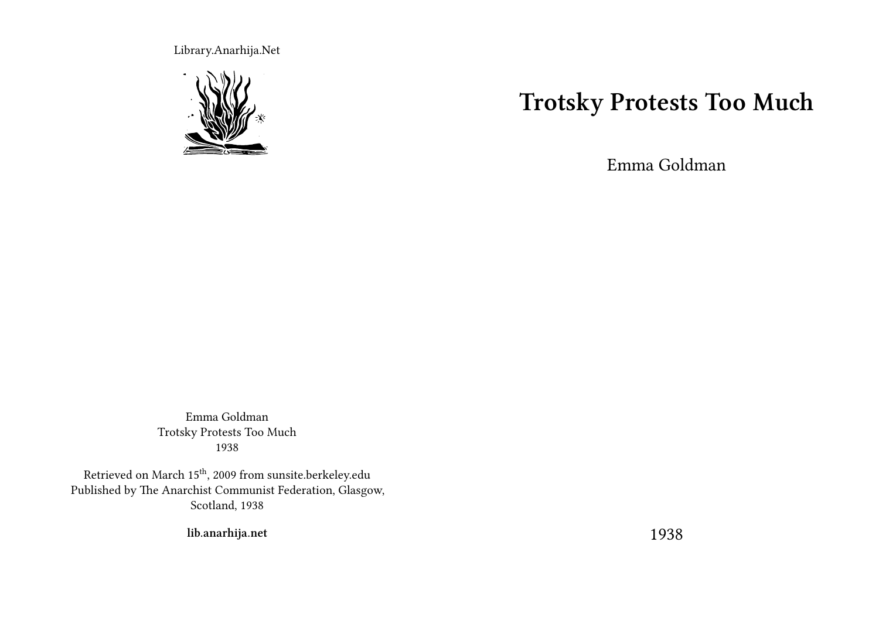# Trotsky Protests Too Much

Emma Goldman

1938

Library.Anarhija.Net

Emma Goldman
Trotsky Protests Too Much
1938

Retrieved on March 15th, 2009 from sunsite.berkeley.edu
Published by The Anarchist Communist Federation, Glasgow, Scotland, 1938

**lib.anarhija.net**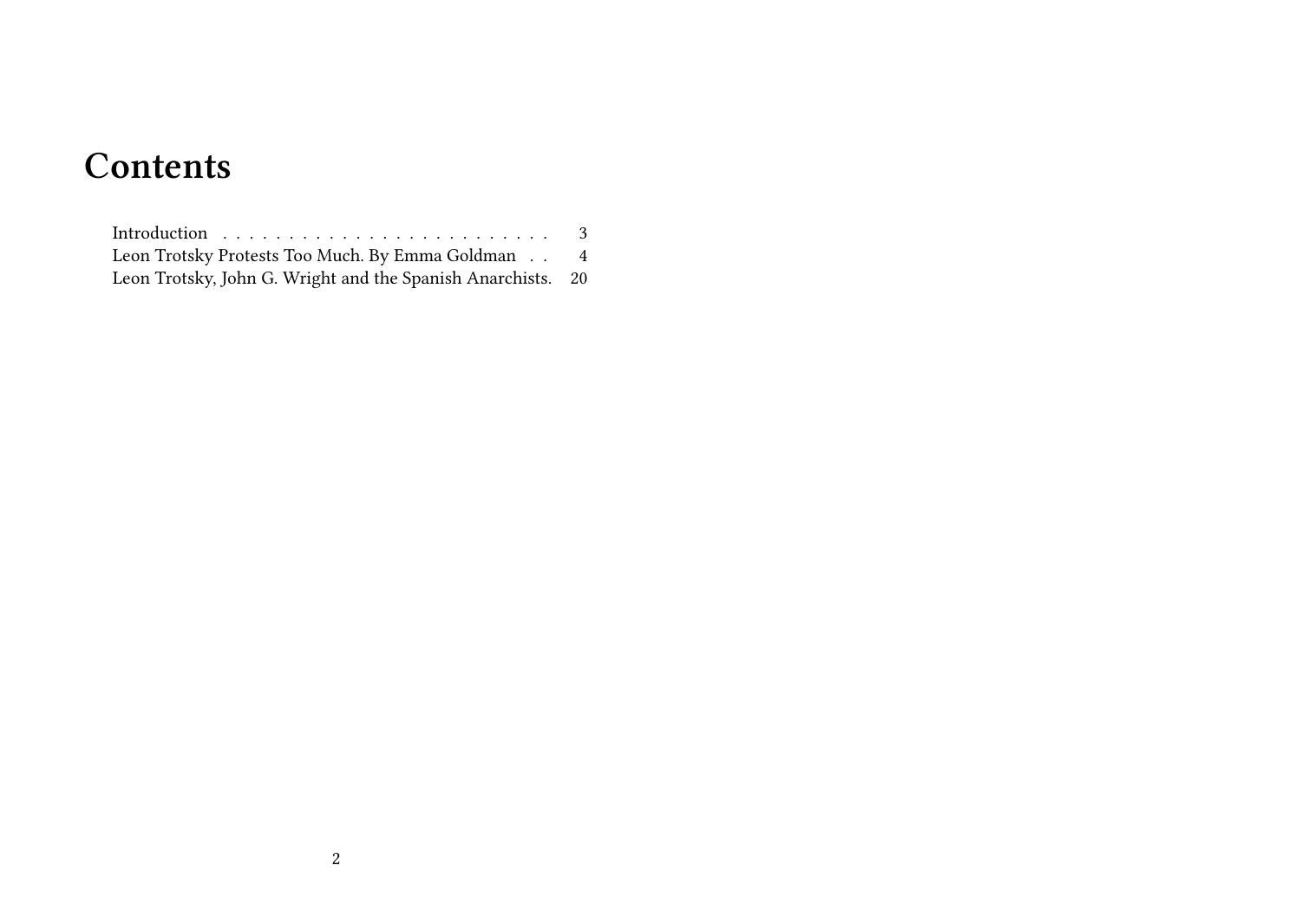# Contents

Introduction . . . . . . . . . . . . . . . . . . . . . . . . . 3
Leon Trotsky Protests Too Much. By Emma Goldman . . 4
Leon Trotsky, John G. Wright and the Spanish Anarchists. 20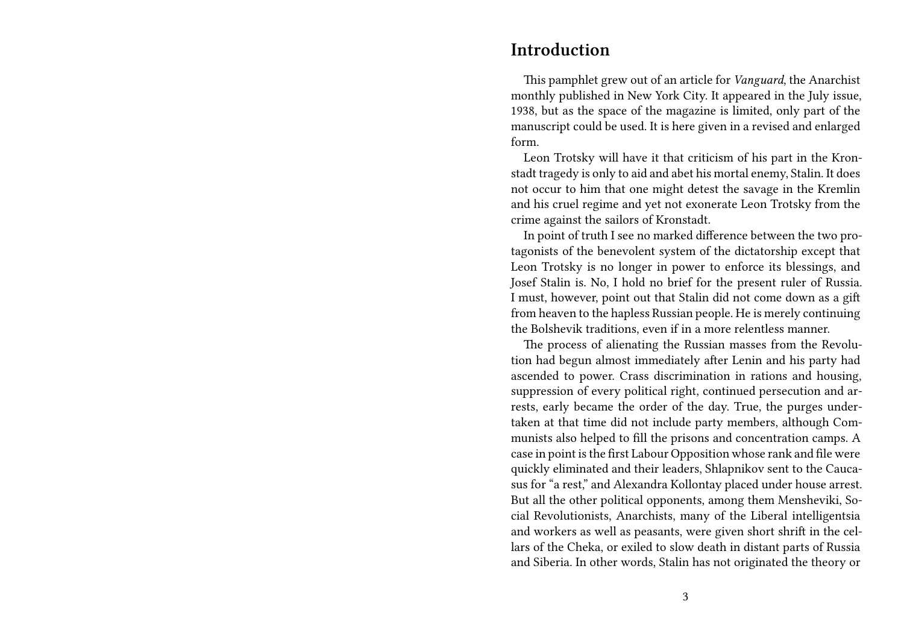# Introduction

This pamphlet grew out of an article for *Vanguard*, the Anarchist monthly published in New York City. It appeared in the July issue, 1938, but as the space of the magazine is limited, only part of the manuscript could be used. It is here given in a revised and enlarged form.

Leon Trotsky will have it that criticism of his part in the Kronstadt tragedy is only to aid and abet his mortal enemy, Stalin. It does not occur to him that one might detest the savage in the Kremlin and his cruel regime and yet not exonerate Leon Trotsky from the crime against the sailors of Kronstadt.

In point of truth I see no marked difference between the two protagonists of the benevolent system of the dictatorship except that Leon Trotsky is no longer in power to enforce its blessings, and Josef Stalin is. No, I hold no brief for the present ruler of Russia. I must, however, point out that Stalin did not come down as a gift from heaven to the hapless Russian people. He is merely continuing the Bolshevik traditions, even if in a more relentless manner.

The process of alienating the Russian masses from the Revolution had begun almost immediately after Lenin and his party had ascended to power. Crass discrimination in rations and housing, suppression of every political right, continued persecution and arrests, early became the order of the day. True, the purges undertaken at that time did not include party members, although Communists also helped to fill the prisons and concentration camps. A case in point is the first Labour Opposition whose rank and file were quickly eliminated and their leaders, Shlapnikov sent to the Caucasus for "a rest," and Alexandra Kollontay placed under house arrest. But all the other political opponents, among them Mensheviki, Social Revolutionists, Anarchists, many of the Liberal intelligentsia and workers as well as peasants, were given short shrift in the cellars of the Cheka, or exiled to slow death in distant parts of Russia and Siberia. In other words, Stalin has not originated the theory or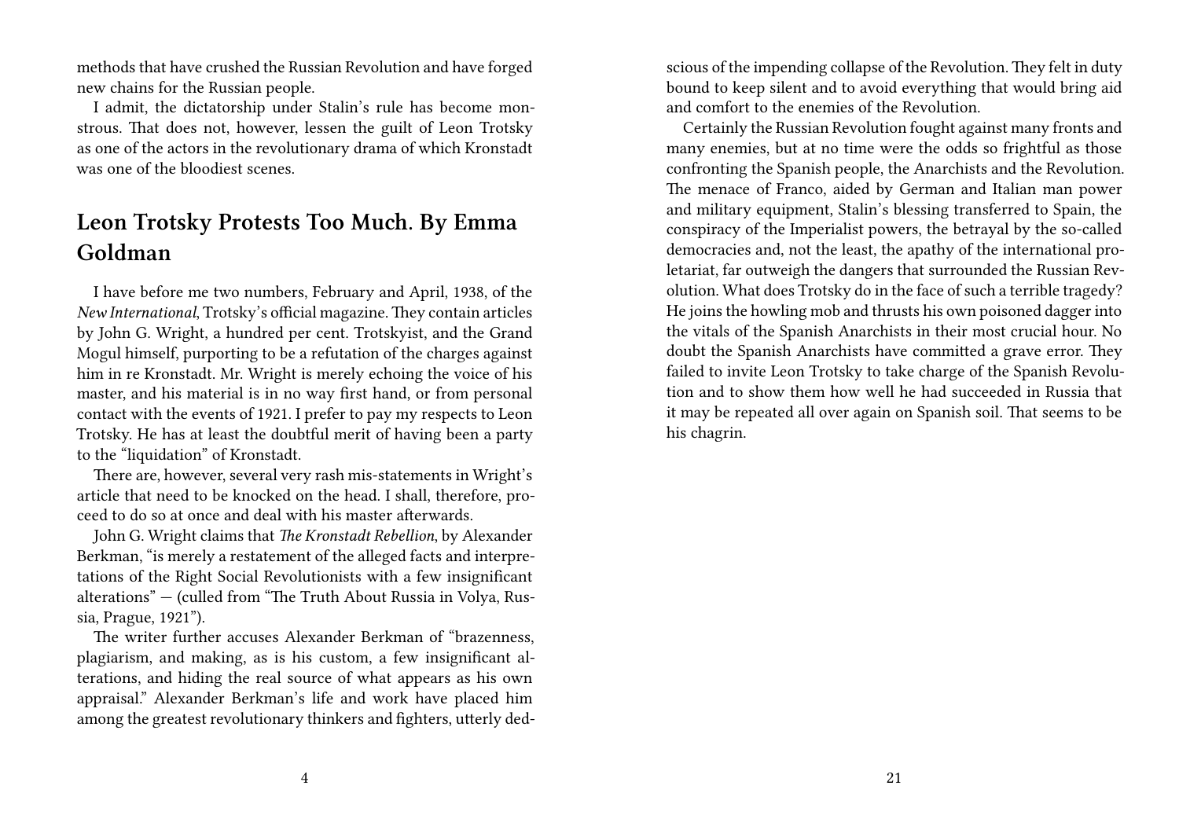methods that have crushed the Russian Revolution and have forged new chains for the Russian people.

I admit, the dictatorship under Stalin's rule has become monstrous. That does not, however, lessen the guilt of Leon Trotsky as one of the actors in the revolutionary drama of which Kronstadt was one of the bloodiest scenes.

## Leon Trotsky Protests Too Much. By Emma Goldman

I have before me two numbers, February and April, 1938, of the *New International*, Trotsky's official magazine. They contain articles by John G. Wright, a hundred per cent. Trotskyist, and the Grand Mogul himself, purporting to be a refutation of the charges against him in re Kronstadt. Mr. Wright is merely echoing the voice of his master, and his material is in no way first hand, or from personal contact with the events of 1921. I prefer to pay my respects to Leon Trotsky. He has at least the doubtful merit of having been a party to the "liquidation" of Kronstadt.

There are, however, several very rash mis-statements in Wright's article that need to be knocked on the head. I shall, therefore, proceed to do so at once and deal with his master afterwards.

John G. Wright claims that *The Kronstadt Rebellion*, by Alexander Berkman, "is merely a restatement of the alleged facts and interpretations of the Right Social Revolutionists with a few insignificant alterations" — (culled from "The Truth About Russia in Volya, Russia, Prague, 1921").

The writer further accuses Alexander Berkman of "brazenness, plagiarism, and making, as is his custom, a few insignificant alterations, and hiding the real source of what appears as his own appraisal." Alexander Berkman's life and work have placed him among the greatest revolutionary thinkers and fighters, utterly ded-

scious of the impending collapse of the Revolution. They felt in duty bound to keep silent and to avoid everything that would bring aid and comfort to the enemies of the Revolution.

Certainly the Russian Revolution fought against many fronts and many enemies, but at no time were the odds so frightful as those confronting the Spanish people, the Anarchists and the Revolution. The menace of Franco, aided by German and Italian man power and military equipment, Stalin's blessing transferred to Spain, the conspiracy of the Imperialist powers, the betrayal by the so-called democracies and, not the least, the apathy of the international proletariat, far outweigh the dangers that surrounded the Russian Revolution. What does Trotsky do in the face of such a terrible tragedy? He joins the howling mob and thrusts his own poisoned dagger into the vitals of the Spanish Anarchists in their most crucial hour. No doubt the Spanish Anarchists have committed a grave error. They failed to invite Leon Trotsky to take charge of the Spanish Revolution and to show them how well he had succeeded in Russia that it may be repeated all over again on Spanish soil. That seems to be his chagrin.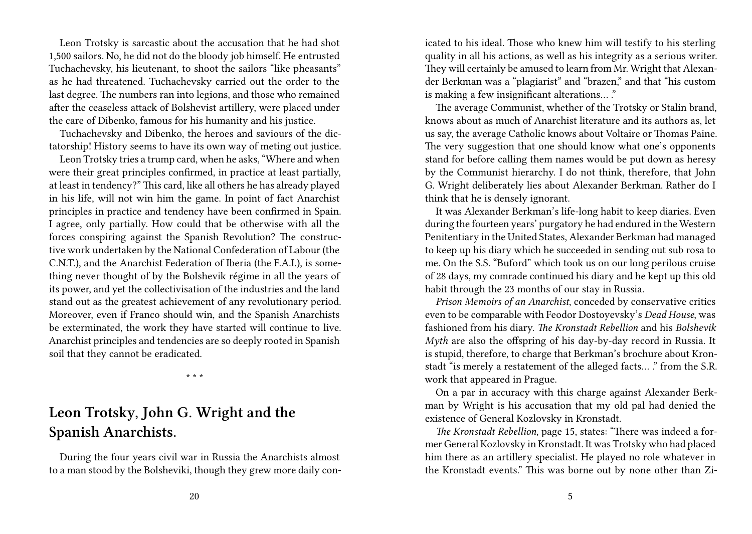Leon Trotsky is sarcastic about the accusation that he had shot 1,500 sailors. No, he did not do the bloody job himself. He entrusted Tuchachevsky, his lieutenant, to shoot the sailors "like pheasants" as he had threatened. Tuchachevsky carried out the order to the last degree. The numbers ran into legions, and those who remained after the ceaseless attack of Bolshevist artillery, were placed under the care of Dibenko, famous for his humanity and his justice.

Tuchachevsky and Dibenko, the heroes and saviours of the dictatorship! History seems to have its own way of meting out justice.

Leon Trotsky tries a trump card, when he asks, "Where and when were their great principles confirmed, in practice at least partially, at least in tendency?" This card, like all others he has already played in his life, will not win him the game. In point of fact Anarchist principles in practice and tendency have been confirmed in Spain. I agree, only partially. How could that be otherwise with all the forces conspiring against the Spanish Revolution? The constructive work undertaken by the National Confederation of Labour (the C.N.T.), and the Anarchist Federation of Iberia (the F.A.I.), is something never thought of by the Bolshevik régime in all the years of its power, and yet the collectivisation of the industries and the land stand out as the greatest achievement of any revolutionary period. Moreover, even if Franco should win, and the Spanish Anarchists be exterminated, the work they have started will continue to live. Anarchist principles and tendencies are so deeply rooted in Spanish soil that they cannot be eradicated.

\* \* \*

## Leon Trotsky, John G. Wright and the Spanish Anarchists.

During the four years civil war in Russia the Anarchists almost to a man stood by the Bolsheviki, though they grew more daily con-

icated to his ideal. Those who knew him will testify to his sterling quality in all his actions, as well as his integrity as a serious writer. They will certainly be amused to learn from Mr. Wright that Alexander Berkman was a "plagiarist" and "brazen," and that "his custom is making a few insignificant alterations… ."

The average Communist, whether of the Trotsky or Stalin brand, knows about as much of Anarchist literature and its authors as, let us say, the average Catholic knows about Voltaire or Thomas Paine. The very suggestion that one should know what one's opponents stand for before calling them names would be put down as heresy by the Communist hierarchy. I do not think, therefore, that John G. Wright deliberately lies about Alexander Berkman. Rather do I think that he is densely ignorant.

It was Alexander Berkman's life-long habit to keep diaries. Even during the fourteen years' purgatory he had endured in the Western Penitentiary in the United States, Alexander Berkman had managed to keep up his diary which he succeeded in sending out sub rosa to me. On the S.S. "Buford" which took us on our long perilous cruise of 28 days, my comrade continued his diary and he kept up this old habit through the 23 months of our stay in Russia.

*Prison Memoirs of an Anarchist*, conceded by conservative critics even to be comparable with Feodor Dostoyevsky's *Dead House*, was fashioned from his diary. *The Kronstadt Rebellion* and his *Bolshevik Myth* are also the offspring of his day-by-day record in Russia. It is stupid, therefore, to charge that Berkman's brochure about Kronstadt "is merely a restatement of the alleged facts… ." from the S.R. work that appeared in Prague.

On a par in accuracy with this charge against Alexander Berkman by Wright is his accusation that my old pal had denied the existence of General Kozlovsky in Kronstadt.

*The Kronstadt Rebellion*, page 15, states: "There was indeed a former General Kozlovsky in Kronstadt. It was Trotsky who had placed him there as an artillery specialist. He played no role whatever in the Kronstadt events." This was borne out by none other than Zi-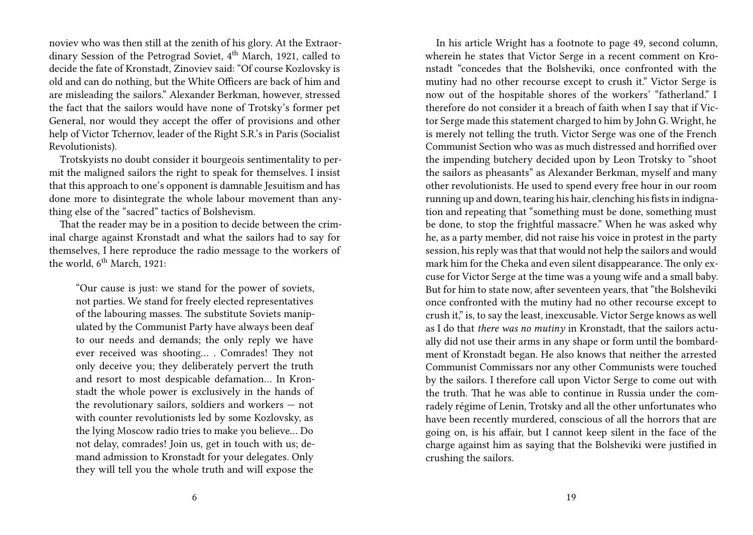noviev who was then still at the zenith of his glory. At the Extraordinary Session of the Petrograd Soviet, 4th March, 1921, called to decide the fate of Kronstadt, Zinoviev said: "Of course Kozlovsky is old and can do nothing, but the White Officers are back of him and are misleading the sailors." Alexander Berkman, however, stressed the fact that the sailors would have none of Trotsky's former pet General, nor would they accept the offer of provisions and other help of Victor Tchernov, leader of the Right S.R.'s in Paris (Socialist Revolutionists).

Trotskyists no doubt consider it bourgeois sentimentality to permit the maligned sailors the right to speak for themselves. I insist that this approach to one's opponent is damnable Jesuitism and has done more to disintegrate the whole labour movement than anything else of the "sacred" tactics of Bolshevism.

That the reader may be in a position to decide between the criminal charge against Kronstadt and what the sailors had to say for themselves, I here reproduce the radio message to the workers of the world, 6th March, 1921:

> "Our cause is just: we stand for the power of soviets, not parties. We stand for freely elected representatives of the labouring masses. The substitute Soviets manipulated by the Communist Party have always been deaf to our needs and demands; the only reply we have ever received was shooting… . Comrades! They not only deceive you; they deliberately pervert the truth and resort to most despicable defamation… In Kronstadt the whole power is exclusively in the hands of the revolutionary sailors, soldiers and workers — not with counter revolutionists led by some Kozlovsky, as the lying Moscow radio tries to make you believe… Do not delay, comrades! Join us, get in touch with us; demand admission to Kronstadt for your delegates. Only they will tell you the whole truth and will expose the

In his article Wright has a footnote to page 49, second column, wherein he states that Victor Serge in a recent comment on Kronstadt "concedes that the Bolsheviki, once confronted with the mutiny had no other recourse except to crush it." Victor Serge is now out of the hospitable shores of the workers' "fatherland." I therefore do not consider it a breach of faith when I say that if Victor Serge made this statement charged to him by John G. Wright, he is merely not telling the truth. Victor Serge was one of the French Communist Section who was as much distressed and horrified over the impending butchery decided upon by Leon Trotsky to "shoot the sailors as pheasants" as Alexander Berkman, myself and many other revolutionists. He used to spend every free hour in our room running up and down, tearing his hair, clenching his fists in indignation and repeating that "something must be done, something must be done, to stop the frightful massacre." When he was asked why he, as a party member, did not raise his voice in protest in the party session, his reply was that that would not help the sailors and would mark him for the Cheka and even silent disappearance. The only excuse for Victor Serge at the time was a young wife and a small baby. But for him to state now, after seventeen years, that "the Bolsheviki once confronted with the mutiny had no other recourse except to crush it," is, to say the least, inexcusable. Victor Serge knows as well as I do that *there was no mutiny* in Kronstadt, that the sailors actually did not use their arms in any shape or form until the bombardment of Kronstadt began. He also knows that neither the arrested Communist Commissars nor any other Communists were touched by the sailors. I therefore call upon Victor Serge to come out with the truth. That he was able to continue in Russia under the comradely régime of Lenin, Trotsky and all the other unfortunates who have been recently murdered, conscious of all the horrors that are going on, is his affair, but I cannot keep silent in the face of the charge against him as saying that the Bolsheviki were justified in crushing the sailors.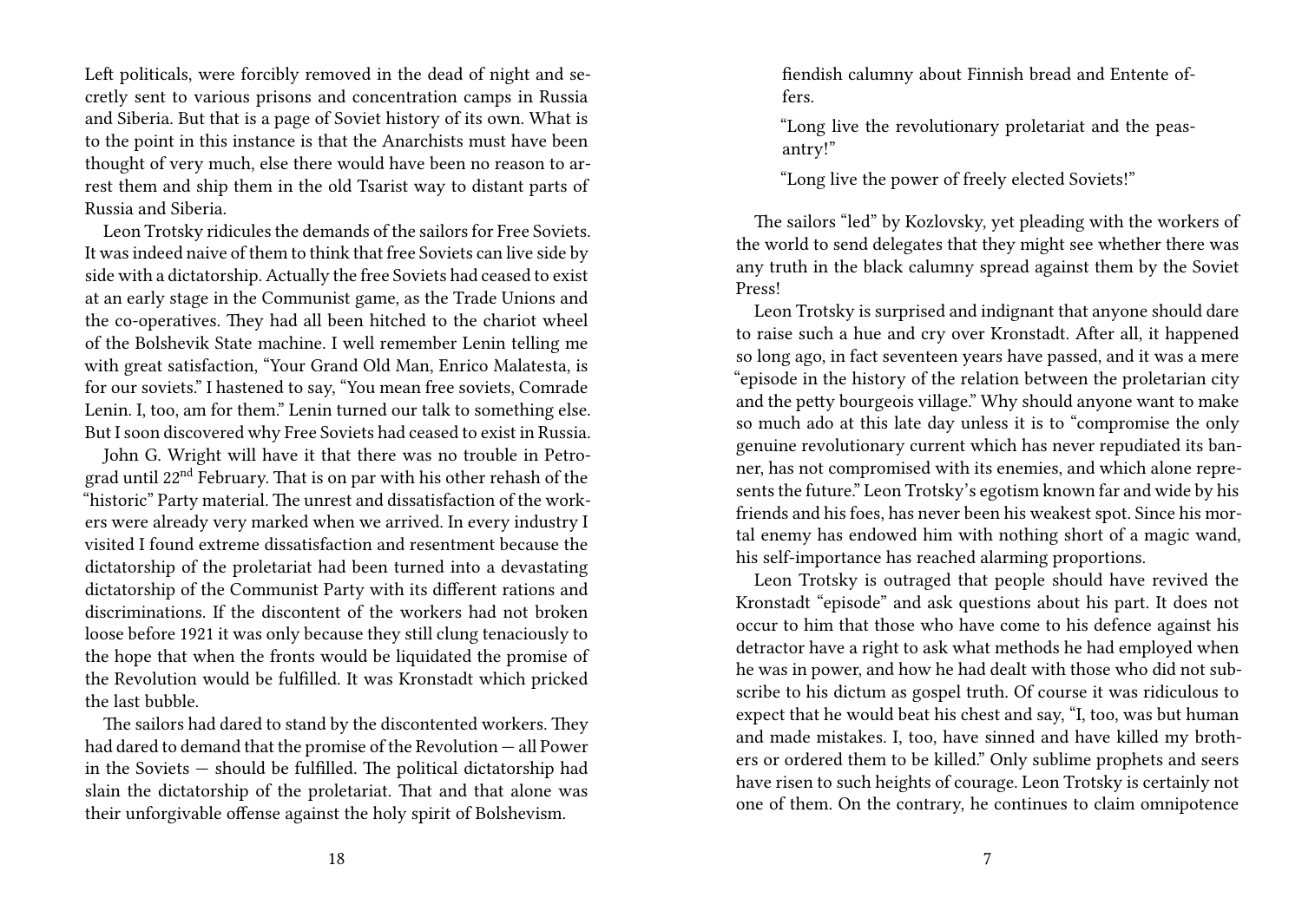Left politicals, were forcibly removed in the dead of night and secretly sent to various prisons and concentration camps in Russia and Siberia. But that is a page of Soviet history of its own. What is to the point in this instance is that the Anarchists must have been thought of very much, else there would have been no reason to arrest them and ship them in the old Tsarist way to distant parts of Russia and Siberia.

Leon Trotsky ridicules the demands of the sailors for Free Soviets. It was indeed naive of them to think that free Soviets can live side by side with a dictatorship. Actually the free Soviets had ceased to exist at an early stage in the Communist game, as the Trade Unions and the co-operatives. They had all been hitched to the chariot wheel of the Bolshevik State machine. I well remember Lenin telling me with great satisfaction, "Your Grand Old Man, Enrico Malatesta, is for our soviets." I hastened to say, "You mean free soviets, Comrade Lenin. I, too, am for them." Lenin turned our talk to something else. But I soon discovered why Free Soviets had ceased to exist in Russia.

John G. Wright will have it that there was no trouble in Petrograd until 22nd February. That is on par with his other rehash of the "historic" Party material. The unrest and dissatisfaction of the workers were already very marked when we arrived. In every industry I visited I found extreme dissatisfaction and resentment because the dictatorship of the proletariat had been turned into a devastating dictatorship of the Communist Party with its different rations and discriminations. If the discontent of the workers had not broken loose before 1921 it was only because they still clung tenaciously to the hope that when the fronts would be liquidated the promise of the Revolution would be fulfilled. It was Kronstadt which pricked the last bubble.

The sailors had dared to stand by the discontented workers. They had dared to demand that the promise of the Revolution — all Power in the Soviets — should be fulfilled. The political dictatorship had slain the dictatorship of the proletariat. That and that alone was their unforgivable offense against the holy spirit of Bolshevism.

fiendish calumny about Finnish bread and Entente offers.

"Long live the revolutionary proletariat and the peasantry!"

"Long live the power of freely elected Soviets!"

The sailors "led" by Kozlovsky, yet pleading with the workers of the world to send delegates that they might see whether there was any truth in the black calumny spread against them by the Soviet Press!

Leon Trotsky is surprised and indignant that anyone should dare to raise such a hue and cry over Kronstadt. After all, it happened so long ago, in fact seventeen years have passed, and it was a mere "episode in the history of the relation between the proletarian city and the petty bourgeois village." Why should anyone want to make so much ado at this late day unless it is to "compromise the only genuine revolutionary current which has never repudiated its banner, has not compromised with its enemies, and which alone represents the future." Leon Trotsky's egotism known far and wide by his friends and his foes, has never been his weakest spot. Since his mortal enemy has endowed him with nothing short of a magic wand, his self-importance has reached alarming proportions.

Leon Trotsky is outraged that people should have revived the Kronstadt "episode" and ask questions about his part. It does not occur to him that those who have come to his defence against his detractor have a right to ask what methods he had employed when he was in power, and how he had dealt with those who did not subscribe to his dictum as gospel truth. Of course it was ridiculous to expect that he would beat his chest and say, "I, too, was but human and made mistakes. I, too, have sinned and have killed my brothers or ordered them to be killed." Only sublime prophets and seers have risen to such heights of courage. Leon Trotsky is certainly not one of them. On the contrary, he continues to claim omnipotence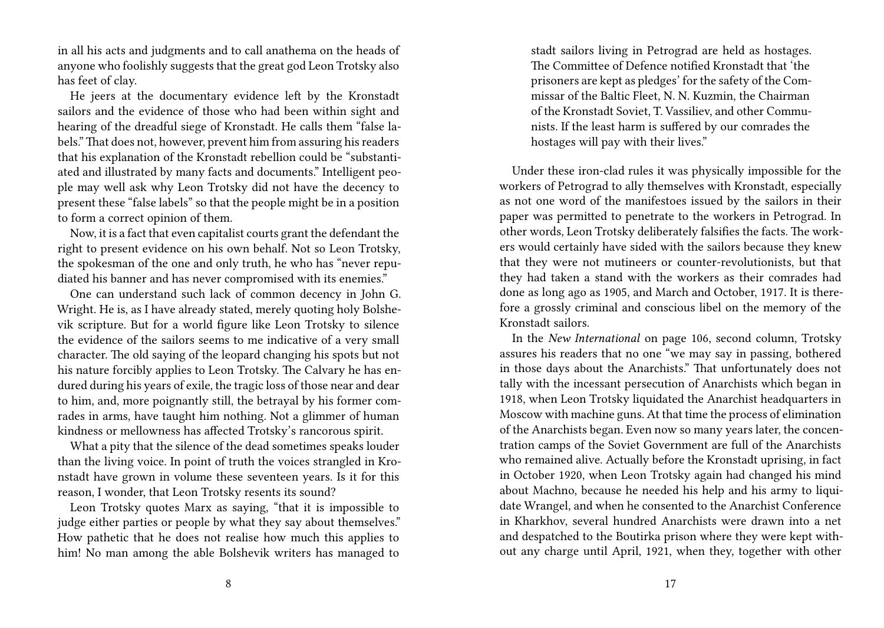in all his acts and judgments and to call anathema on the heads of anyone who foolishly suggests that the great god Leon Trotsky also has feet of clay.

He jeers at the documentary evidence left by the Kronstadt sailors and the evidence of those who had been within sight and hearing of the dreadful siege of Kronstadt. He calls them "false labels." That does not, however, prevent him from assuring his readers that his explanation of the Kronstadt rebellion could be "substantiated and illustrated by many facts and documents." Intelligent people may well ask why Leon Trotsky did not have the decency to present these "false labels" so that the people might be in a position to form a correct opinion of them.

Now, it is a fact that even capitalist courts grant the defendant the right to present evidence on his own behalf. Not so Leon Trotsky, the spokesman of the one and only truth, he who has "never repudiated his banner and has never compromised with its enemies."

One can understand such lack of common decency in John G. Wright. He is, as I have already stated, merely quoting holy Bolshevik scripture. But for a world figure like Leon Trotsky to silence the evidence of the sailors seems to me indicative of a very small character. The old saying of the leopard changing his spots but not his nature forcibly applies to Leon Trotsky. The Calvary he has endured during his years of exile, the tragic loss of those near and dear to him, and, more poignantly still, the betrayal by his former comrades in arms, have taught him nothing. Not a glimmer of human kindness or mellowness has affected Trotsky's rancorous spirit.

What a pity that the silence of the dead sometimes speaks louder than the living voice. In point of truth the voices strangled in Kronstadt have grown in volume these seventeen years. Is it for this reason, I wonder, that Leon Trotsky resents its sound?

Leon Trotsky quotes Marx as saying, "that it is impossible to judge either parties or people by what they say about themselves." How pathetic that he does not realise how much this applies to him! No man among the able Bolshevik writers has managed to

> stadt sailors living in Petrograd are held as hostages. The Committee of Defence notified Kronstadt that 'the prisoners are kept as pledges' for the safety of the Commissar of the Baltic Fleet, N. N. Kuzmin, the Chairman of the Kronstadt Soviet, T. Vassiliev, and other Communists. If the least harm is suffered by our comrades the hostages will pay with their lives."

Under these iron-clad rules it was physically impossible for the workers of Petrograd to ally themselves with Kronstadt, especially as not one word of the manifestoes issued by the sailors in their paper was permitted to penetrate to the workers in Petrograd. In other words, Leon Trotsky deliberately falsifies the facts. The workers would certainly have sided with the sailors because they knew that they were not mutineers or counter-revolutionists, but that they had taken a stand with the workers as their comrades had done as long ago as 1905, and March and October, 1917. It is therefore a grossly criminal and conscious libel on the memory of the Kronstadt sailors.

In the *New International* on page 106, second column, Trotsky assures his readers that no one "we may say in passing, bothered in those days about the Anarchists." That unfortunately does not tally with the incessant persecution of Anarchists which began in 1918, when Leon Trotsky liquidated the Anarchist headquarters in Moscow with machine guns. At that time the process of elimination of the Anarchists began. Even now so many years later, the concentration camps of the Soviet Government are full of the Anarchists who remained alive. Actually before the Kronstadt uprising, in fact in October 1920, when Leon Trotsky again had changed his mind about Machno, because he needed his help and his army to liquidate Wrangel, and when he consented to the Anarchist Conference in Kharkhov, several hundred Anarchists were drawn into a net and despatched to the Boutirka prison where they were kept without any charge until April, 1921, when they, together with other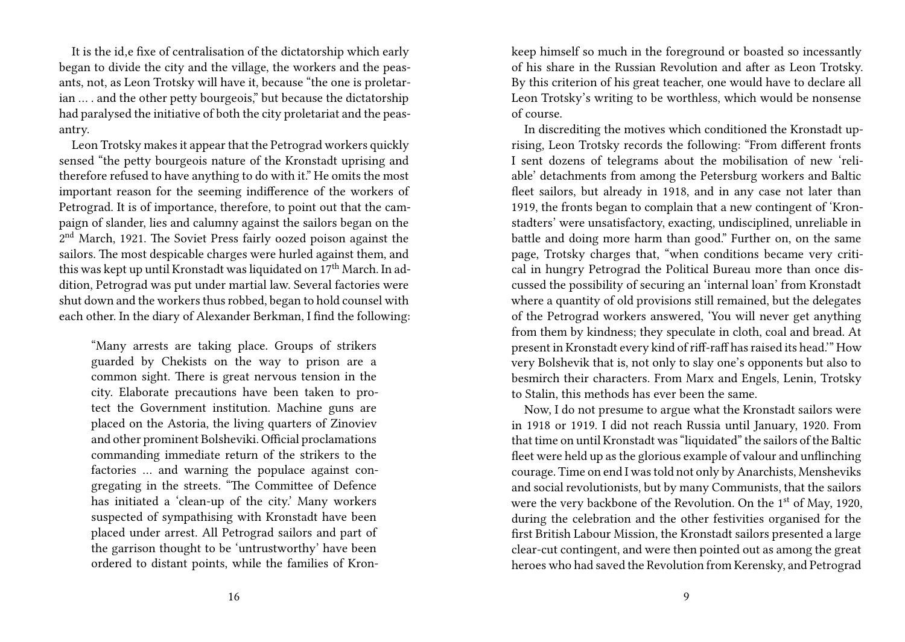It is the id,e fixe of centralisation of the dictatorship which early began to divide the city and the village, the workers and the peasants, not, as Leon Trotsky will have it, because "the one is proletarian … . and the other petty bourgeois," but because the dictatorship had paralysed the initiative of both the city proletariat and the peasantry.

Leon Trotsky makes it appear that the Petrograd workers quickly sensed "the petty bourgeois nature of the Kronstadt uprising and therefore refused to have anything to do with it." He omits the most important reason for the seeming indifference of the workers of Petrograd. It is of importance, therefore, to point out that the campaign of slander, lies and calumny against the sailors began on the 2nd March, 1921. The Soviet Press fairly oozed poison against the sailors. The most despicable charges were hurled against them, and this was kept up until Kronstadt was liquidated on 17th March. In addition, Petrograd was put under martial law. Several factories were shut down and the workers thus robbed, began to hold counsel with each other. In the diary of Alexander Berkman, I find the following:

> "Many arrests are taking place. Groups of strikers guarded by Chekists on the way to prison are a common sight. There is great nervous tension in the city. Elaborate precautions have been taken to protect the Government institution. Machine guns are placed on the Astoria, the living quarters of Zinoviev and other prominent Bolsheviki. Official proclamations commanding immediate return of the strikers to the factories … and warning the populace against congregating in the streets. "The Committee of Defence has initiated a 'clean-up of the city.' Many workers suspected of sympathising with Kronstadt have been placed under arrest. All Petrograd sailors and part of the garrison thought to be 'untrustworthy' have been ordered to distant points, while the families of Kron-

keep himself so much in the foreground or boasted so incessantly of his share in the Russian Revolution and after as Leon Trotsky. By this criterion of his great teacher, one would have to declare all Leon Trotsky's writing to be worthless, which would be nonsense of course.

In discrediting the motives which conditioned the Kronstadt uprising, Leon Trotsky records the following: "From different fronts I sent dozens of telegrams about the mobilisation of new 'reliable' detachments from among the Petersburg workers and Baltic fleet sailors, but already in 1918, and in any case not later than 1919, the fronts began to complain that a new contingent of 'Kronstadters' were unsatisfactory, exacting, undisciplined, unreliable in battle and doing more harm than good." Further on, on the same page, Trotsky charges that, "when conditions became very critical in hungry Petrograd the Political Bureau more than once discussed the possibility of securing an 'internal loan' from Kronstadt where a quantity of old provisions still remained, but the delegates of the Petrograd workers answered, 'You will never get anything from them by kindness; they speculate in cloth, coal and bread. At present in Kronstadt every kind of riff-raff has raised its head.'" How very Bolshevik that is, not only to slay one's opponents but also to besmirch their characters. From Marx and Engels, Lenin, Trotsky to Stalin, this methods has ever been the same.

Now, I do not presume to argue what the Kronstadt sailors were in 1918 or 1919. I did not reach Russia until January, 1920. From that time on until Kronstadt was "liquidated" the sailors of the Baltic fleet were held up as the glorious example of valour and unflinching courage. Time on end I was told not only by Anarchists, Mensheviks and social revolutionists, but by many Communists, that the sailors were the very backbone of the Revolution. On the 1st of May, 1920, during the celebration and the other festivities organised for the first British Labour Mission, the Kronstadt sailors presented a large clear-cut contingent, and were then pointed out as among the great heroes who had saved the Revolution from Kerensky, and Petrograd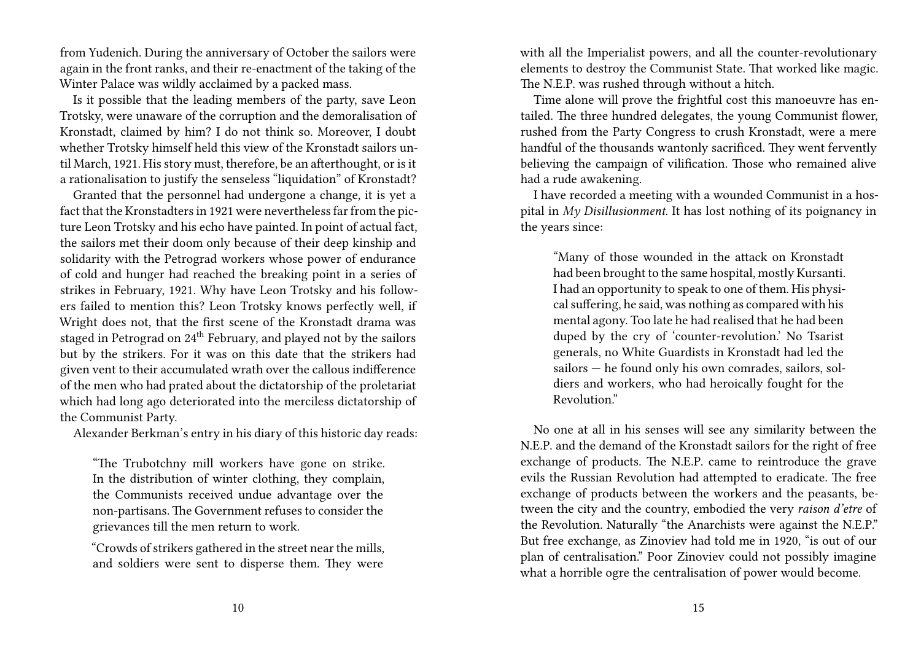from Yudenich. During the anniversary of October the sailors were again in the front ranks, and their re-enactment of the taking of the Winter Palace was wildly acclaimed by a packed mass.

Is it possible that the leading members of the party, save Leon Trotsky, were unaware of the corruption and the demoralisation of Kronstadt, claimed by him? I do not think so. Moreover, I doubt whether Trotsky himself held this view of the Kronstadt sailors until March, 1921. His story must, therefore, be an afterthought, or is it a rationalisation to justify the senseless "liquidation" of Kronstadt?

Granted that the personnel had undergone a change, it is yet a fact that the Kronstadters in 1921 were nevertheless far from the picture Leon Trotsky and his echo have painted. In point of actual fact, the sailors met their doom only because of their deep kinship and solidarity with the Petrograd workers whose power of endurance of cold and hunger had reached the breaking point in a series of strikes in February, 1921. Why have Leon Trotsky and his followers failed to mention this? Leon Trotsky knows perfectly well, if Wright does not, that the first scene of the Kronstadt drama was staged in Petrograd on 24th February, and played not by the sailors but by the strikers. For it was on this date that the strikers had given vent to their accumulated wrath over the callous indifference of the men who had prated about the dictatorship of the proletariat which had long ago deteriorated into the merciless dictatorship of the Communist Party.

Alexander Berkman's entry in his diary of this historic day reads:

> "The Trubotchny mill workers have gone on strike. In the distribution of winter clothing, they complain, the Communists received undue advantage over the non-partisans. The Government refuses to consider the grievances till the men return to work.
>
> "Crowds of strikers gathered in the street near the mills, and soldiers were sent to disperse them. They were

with all the Imperialist powers, and all the counter-revolutionary elements to destroy the Communist State. That worked like magic. The N.E.P. was rushed through without a hitch.

Time alone will prove the frightful cost this manoeuvre has entailed. The three hundred delegates, the young Communist flower, rushed from the Party Congress to crush Kronstadt, were a mere handful of the thousands wantonly sacrificed. They went fervently believing the campaign of vilification. Those who remained alive had a rude awakening.

I have recorded a meeting with a wounded Communist in a hospital in *My Disillusionment*. It has lost nothing of its poignancy in the years since:

> "Many of those wounded in the attack on Kronstadt had been brought to the same hospital, mostly Kursanti. I had an opportunity to speak to one of them. His physical suffering, he said, was nothing as compared with his mental agony. Too late he had realised that he had been duped by the cry of 'counter-revolution.' No Tsarist generals, no White Guardists in Kronstadt had led the sailors — he found only his own comrades, sailors, soldiers and workers, who had heroically fought for the Revolution."

No one at all in his senses will see any similarity between the N.E.P. and the demand of the Kronstadt sailors for the right of free exchange of products. The N.E.P. came to reintroduce the grave evils the Russian Revolution had attempted to eradicate. The free exchange of products between the workers and the peasants, between the city and the country, embodied the very *raison d'etre* of the Revolution. Naturally "the Anarchists were against the N.E.P." But free exchange, as Zinoviev had told me in 1920, "is out of our plan of centralisation." Poor Zinoviev could not possibly imagine what a horrible ogre the centralisation of power would become.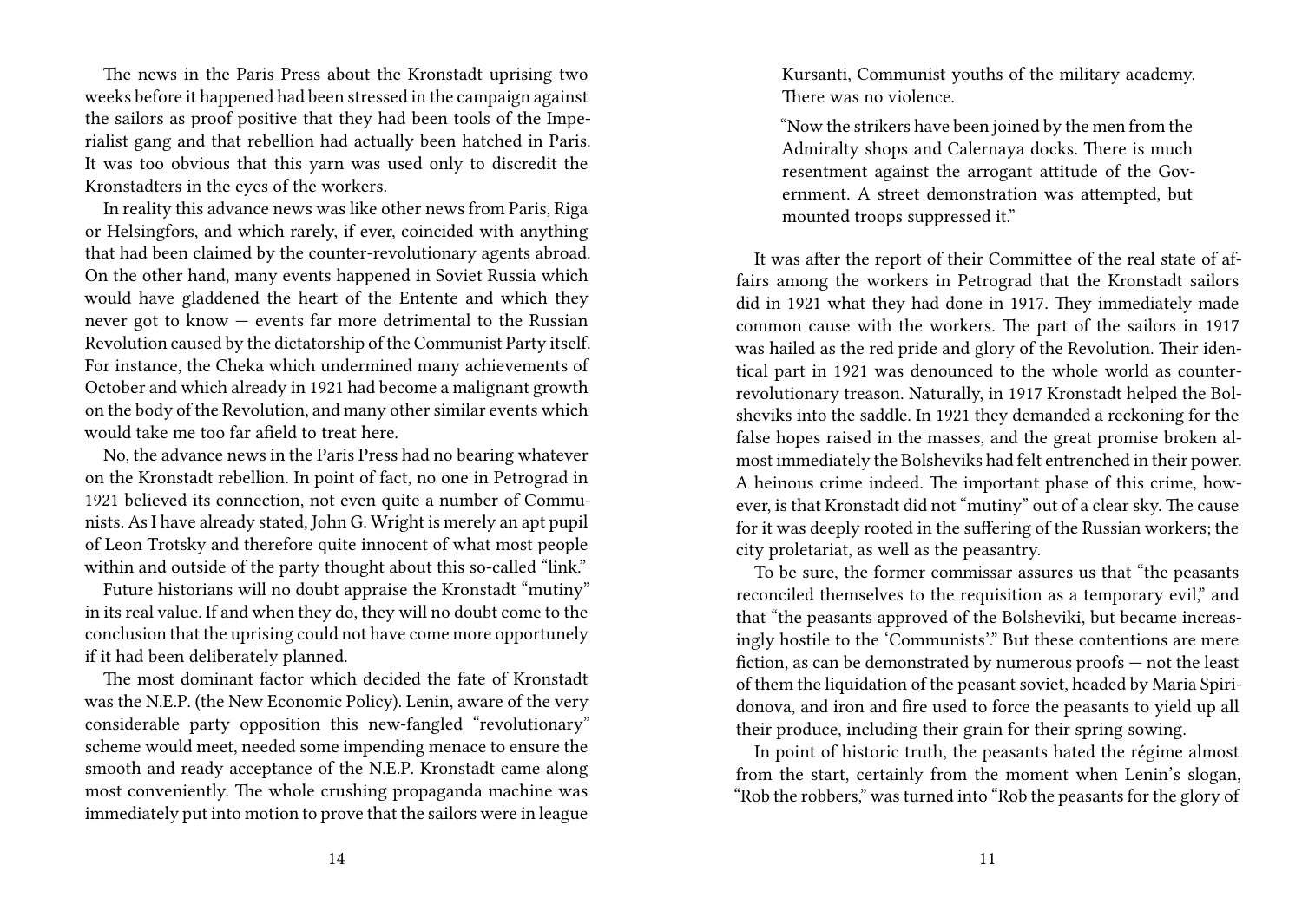The news in the Paris Press about the Kronstadt uprising two weeks before it happened had been stressed in the campaign against the sailors as proof positive that they had been tools of the Imperialist gang and that rebellion had actually been hatched in Paris. It was too obvious that this yarn was used only to discredit the Kronstadters in the eyes of the workers.

In reality this advance news was like other news from Paris, Riga or Helsingfors, and which rarely, if ever, coincided with anything that had been claimed by the counter-revolutionary agents abroad. On the other hand, many events happened in Soviet Russia which would have gladdened the heart of the Entente and which they never got to know — events far more detrimental to the Russian Revolution caused by the dictatorship of the Communist Party itself. For instance, the Cheka which undermined many achievements of October and which already in 1921 had become a malignant growth on the body of the Revolution, and many other similar events which would take me too far afield to treat here.

No, the advance news in the Paris Press had no bearing whatever on the Kronstadt rebellion. In point of fact, no one in Petrograd in 1921 believed its connection, not even quite a number of Communists. As I have already stated, John G. Wright is merely an apt pupil of Leon Trotsky and therefore quite innocent of what most people within and outside of the party thought about this so-called "link."

Future historians will no doubt appraise the Kronstadt "mutiny" in its real value. If and when they do, they will no doubt come to the conclusion that the uprising could not have come more opportunely if it had been deliberately planned.

The most dominant factor which decided the fate of Kronstadt was the N.E.P. (the New Economic Policy). Lenin, aware of the very considerable party opposition this new-fangled "revolutionary" scheme would meet, needed some impending menace to ensure the smooth and ready acceptance of the N.E.P. Kronstadt came along most conveniently. The whole crushing propaganda machine was immediately put into motion to prove that the sailors were in league

> Kursanti, Communist youths of the military academy. There was no violence.
>
> "Now the strikers have been joined by the men from the Admiralty shops and Calernaya docks. There is much resentment against the arrogant attitude of the Government. A street demonstration was attempted, but mounted troops suppressed it."

It was after the report of their Committee of the real state of affairs among the workers in Petrograd that the Kronstadt sailors did in 1921 what they had done in 1917. They immediately made common cause with the workers. The part of the sailors in 1917 was hailed as the red pride and glory of the Revolution. Their identical part in 1921 was denounced to the whole world as counter-revolutionary treason. Naturally, in 1917 Kronstadt helped the Bolsheviks into the saddle. In 1921 they demanded a reckoning for the false hopes raised in the masses, and the great promise broken almost immediately the Bolsheviks had felt entrenched in their power. A heinous crime indeed. The important phase of this crime, however, is that Kronstadt did not "mutiny" out of a clear sky. The cause for it was deeply rooted in the suffering of the Russian workers; the city proletariat, as well as the peasantry.

To be sure, the former commissar assures us that "the peasants reconciled themselves to the requisition as a temporary evil," and that "the peasants approved of the Bolsheviki, but became increasingly hostile to the 'Communists'." But these contentions are mere fiction, as can be demonstrated by numerous proofs — not the least of them the liquidation of the peasant soviet, headed by Maria Spiridonova, and iron and fire used to force the peasants to yield up all their produce, including their grain for their spring sowing.

In point of historic truth, the peasants hated the régime almost from the start, certainly from the moment when Lenin's slogan, "Rob the robbers," was turned into "Rob the peasants for the glory of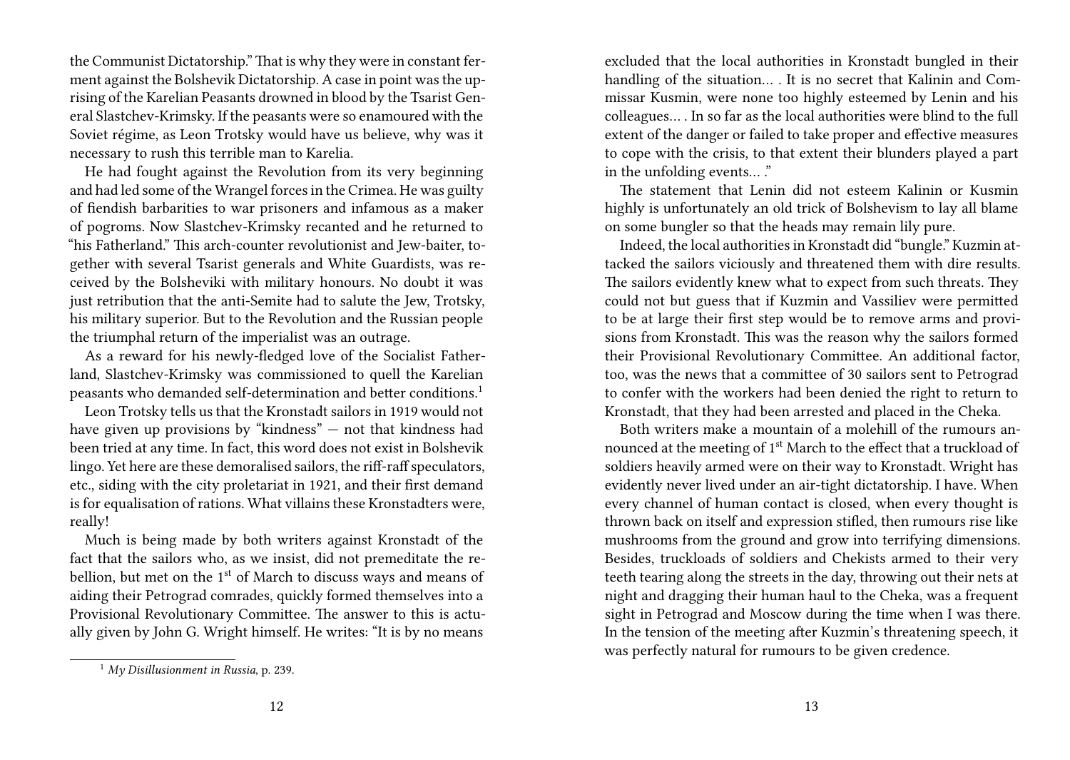the Communist Dictatorship." That is why they were in constant ferment against the Bolshevik Dictatorship. A case in point was the uprising of the Karelian Peasants drowned in blood by the Tsarist General Slastchev-Krimsky. If the peasants were so enamoured with the Soviet régime, as Leon Trotsky would have us believe, why was it necessary to rush this terrible man to Karelia.

He had fought against the Revolution from its very beginning and had led some of the Wrangel forces in the Crimea. He was guilty of fiendish barbarities to war prisoners and infamous as a maker of pogroms. Now Slastchev-Krimsky recanted and he returned to "his Fatherland." This arch-counter revolutionist and Jew-baiter, together with several Tsarist generals and White Guardists, was received by the Bolsheviki with military honours. No doubt it was just retribution that the anti-Semite had to salute the Jew, Trotsky, his military superior. But to the Revolution and the Russian people the triumphal return of the imperialist was an outrage.

As a reward for his newly-fledged love of the Socialist Fatherland, Slastchev-Krimsky was commissioned to quell the Karelian peasants who demanded self-determination and better conditions.[1]

Leon Trotsky tells us that the Kronstadt sailors in 1919 would not have given up provisions by "kindness" — not that kindness had been tried at any time. In fact, this word does not exist in Bolshevik lingo. Yet here are these demoralised sailors, the riff-raff speculators, etc., siding with the city proletariat in 1921, and their first demand is for equalisation of rations. What villains these Kronstadters were, really!

Much is being made by both writers against Kronstadt of the fact that the sailors who, as we insist, did not premeditate the rebellion, but met on the 1st of March to discuss ways and means of aiding their Petrograd comrades, quickly formed themselves into a Provisional Revolutionary Committee. The answer to this is actually given by John G. Wright himself. He writes: "It is by no means excluded that the local authorities in Kronstadt bungled in their handling of the situation… . It is no secret that Kalinin and Commissar Kusmin, were none too highly esteemed by Lenin and his colleagues… . In so far as the local authorities were blind to the full extent of the danger or failed to take proper and effective measures to cope with the crisis, to that extent their blunders played a part in the unfolding events… ."

The statement that Lenin did not esteem Kalinin or Kusmin highly is unfortunately an old trick of Bolshevism to lay all blame on some bungler so that the heads may remain lily pure.

Indeed, the local authorities in Kronstadt did "bungle." Kuzmin attacked the sailors viciously and threatened them with dire results. The sailors evidently knew what to expect from such threats. They could not but guess that if Kuzmin and Vassiliev were permitted to be at large their first step would be to remove arms and provisions from Kronstadt. This was the reason why the sailors formed their Provisional Revolutionary Committee. An additional factor, too, was the news that a committee of 30 sailors sent to Petrograd to confer with the workers had been denied the right to return to Kronstadt, that they had been arrested and placed in the Cheka.

Both writers make a mountain of a molehill of the rumours announced at the meeting of 1st March to the effect that a truckload of soldiers heavily armed were on their way to Kronstadt. Wright has evidently never lived under an air-tight dictatorship. I have. When every channel of human contact is closed, when every thought is thrown back on itself and expression stifled, then rumours rise like mushrooms from the ground and grow into terrifying dimensions. Besides, truckloads of soldiers and Chekists armed to their very teeth tearing along the streets in the day, throwing out their nets at night and dragging their human haul to the Cheka, was a frequent sight in Petrograd and Moscow during the time when I was there. In the tension of the meeting after Kuzmin's threatening speech, it was perfectly natural for rumours to be given credence.

[1] *My Disillusionment in Russia*, p. 239.